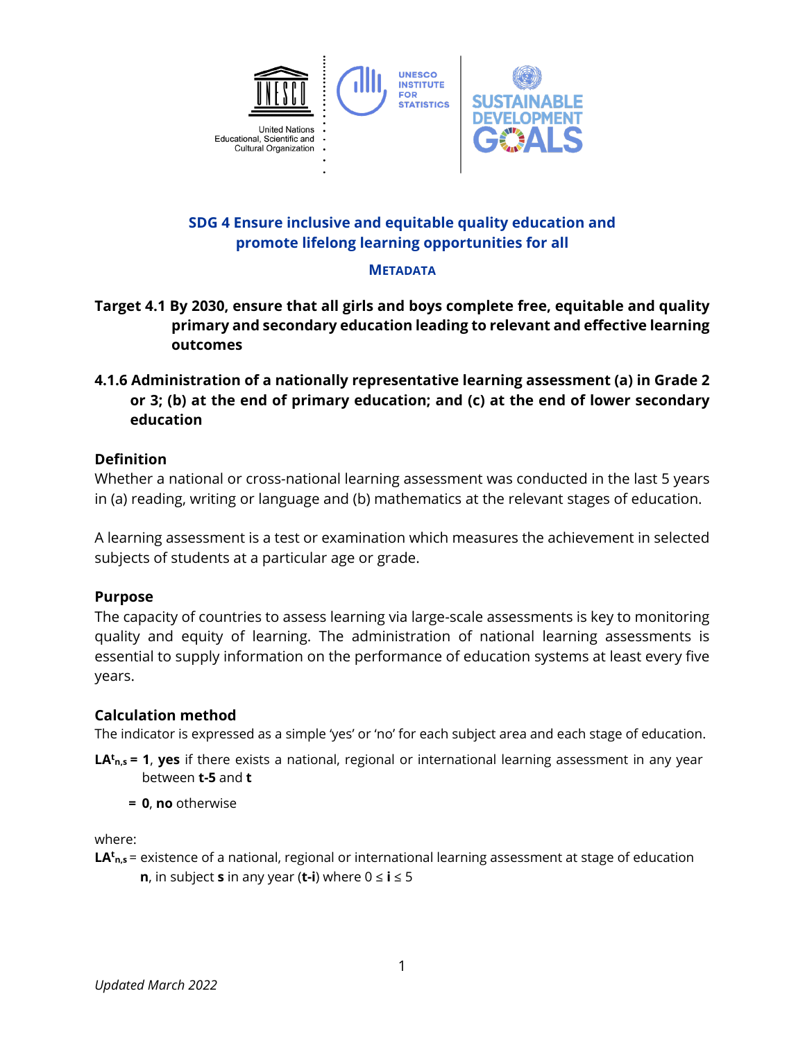## SDG 4 Ensure inclusive and equitable quality education and promote lifelong learning opportunities for all

### METADATA

### Target 4.1 By 2030, ensure that all girls and boys complete free, equitable and quality primary and secondary education leading to relevant and effective learning outcomes

### 4.1.6 Administration of a nationally representative learning assessment (a) in Grade 2 or 3; (b) at the end of primary education; and (c) at the end of lower secondary education

**Definition**

Whether a national or cross-national learning assessment was conducted in the last 5 years in (a) reading, writing or language and (b) mathematics at the relevant stages of education.

A learning assessment is a test or examination which measures the achievement in selected subjects of students at a particular age or grade.

**Purpose**

The capacity of countries to assess learning via large-scale assessments is key to monitoring quality and equity of learning. The administration of national learning assessments is essential to supply information on the performance of education systems at least every five years.

**Calculation method**

The indicator is expressed as a simple 'yes' or 'no' for each subject area and each stage of education.

$LA^{t}_{n,s}$ = **1**, **yes** if there exists a national, regional or international learning assessment in any year between **t-5** and **t**

= **0**, **no** otherwise

where:

$LA^{t}_{n,s}$ = existence of a national, regional or international learning assessment at stage of education **n**, in subject **s** in any year (**t-i**) where $0 \leq i \leq 5$

*Updated March 2022*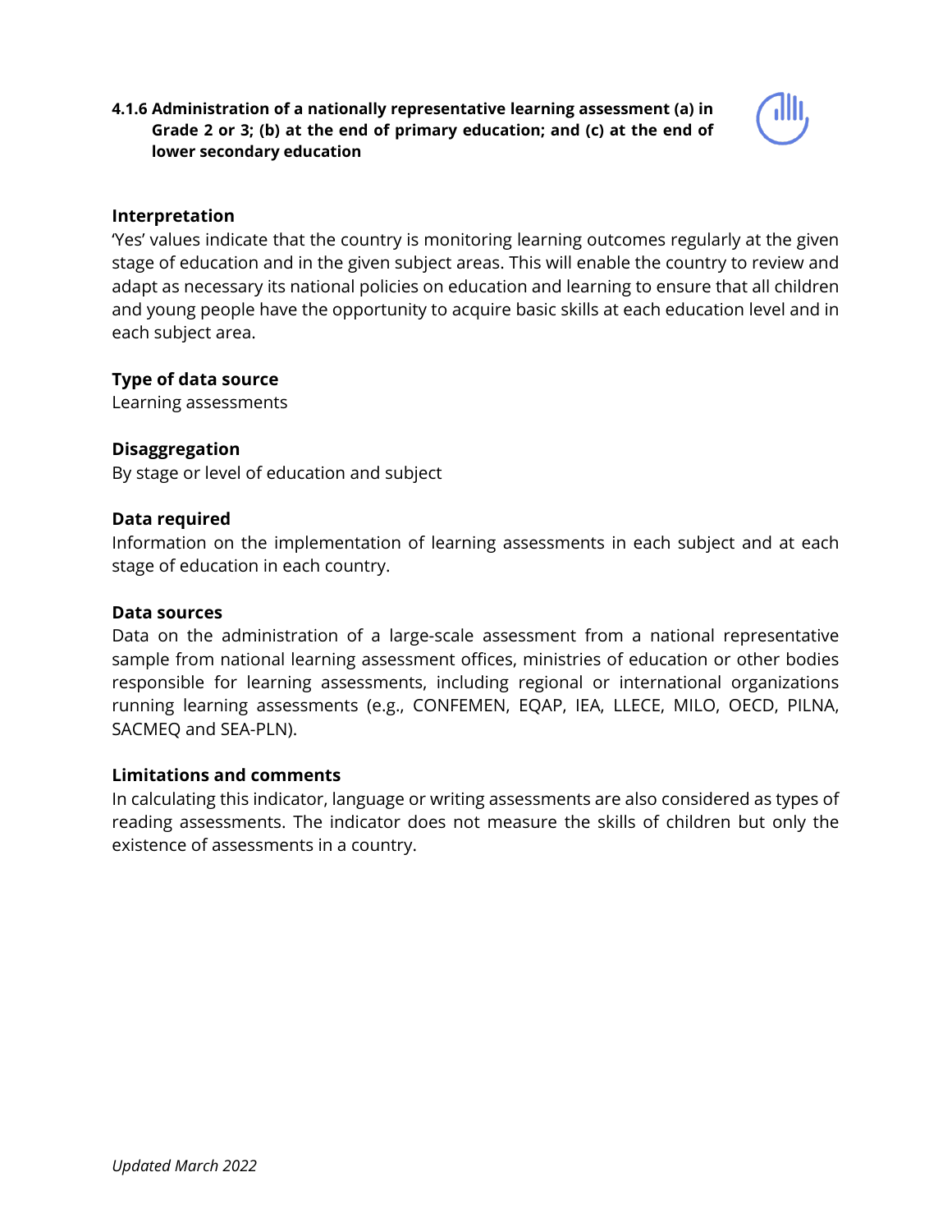### 4.1.6 Administration of a nationally representative learning assessment (a) in Grade 2 or 3; (b) at the end of primary education; and (c) at the end of lower secondary education

**Interpretation**

'Yes' values indicate that the country is monitoring learning outcomes regularly at the given stage of education and in the given subject areas. This will enable the country to review and adapt as necessary its national policies on education and learning to ensure that all children and young people have the opportunity to acquire basic skills at each education level and in each subject area.

**Type of data source**

Learning assessments

**Disaggregation**

By stage or level of education and subject

**Data required**

Information on the implementation of learning assessments in each subject and at each stage of education in each country.

**Data sources**

Data on the administration of a large-scale assessment from a national representative sample from national learning assessment offices, ministries of education or other bodies responsible for learning assessments, including regional or international organizations running learning assessments (e.g., CONFEMEN, EQAP, IEA, LLECE, MILO, OECD, PILNA, SACMEQ and SEA-PLN).

**Limitations and comments**

In calculating this indicator, language or writing assessments are also considered as types of reading assessments. The indicator does not measure the skills of children but only the existence of assessments in a country.

*Updated March 2022*